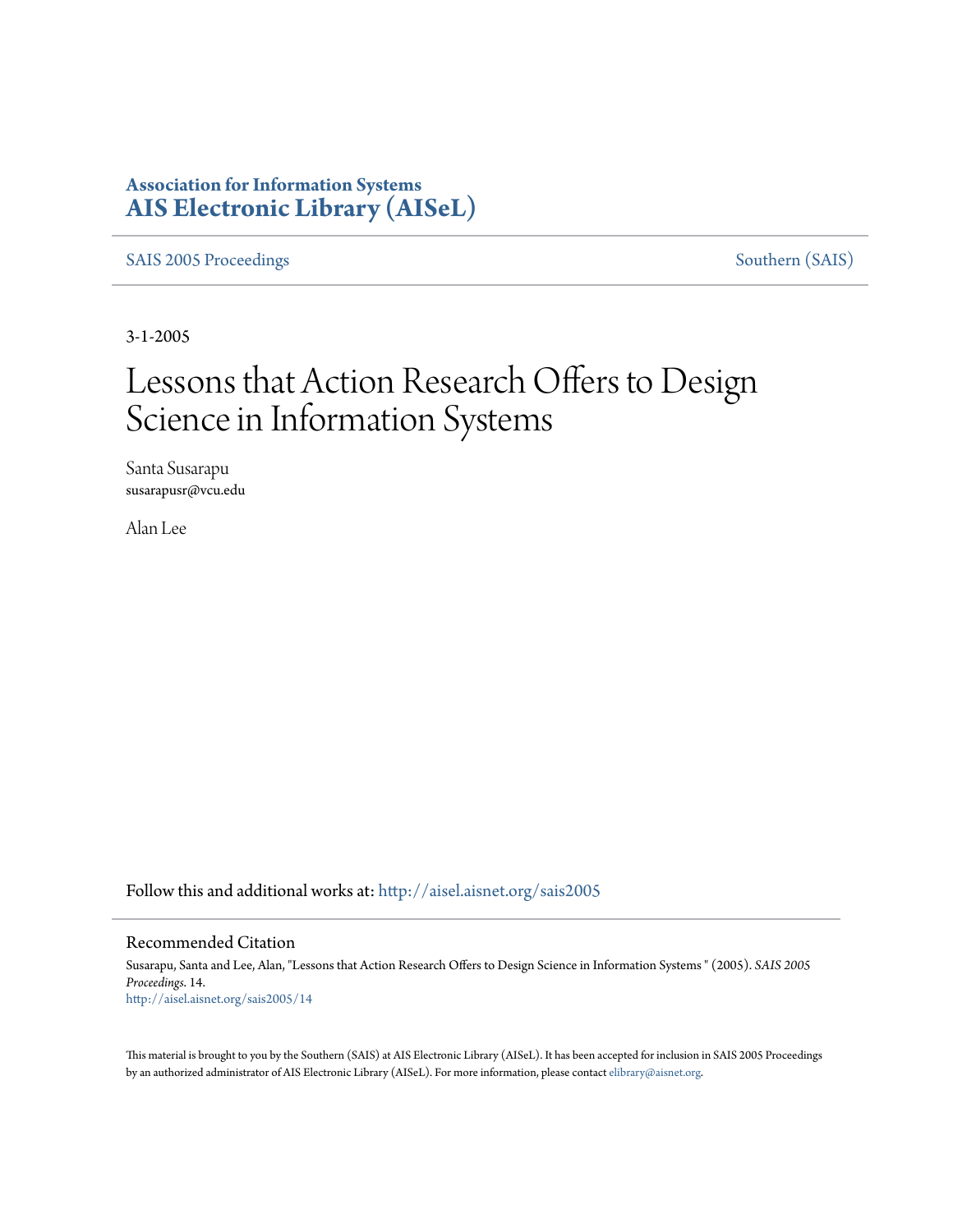**Association for Information Systems**
**AIS Electronic Library (AISeL)**

SAIS 2005 Proceedings — Southern (SAIS)

3-1-2005

# Lessons that Action Research Offers to Design Science in Information Systems

Santa Susarapu
susarapusr@vcu.edu

Alan Lee

Follow this and additional works at: http://aisel.aisnet.org/sais2005

## Recommended Citation

Susarapu, Santa and Lee, Alan, "Lessons that Action Research Offers to Design Science in Information Systems " (2005). *SAIS 2005 Proceedings*. 14.
http://aisel.aisnet.org/sais2005/14

This material is brought to you by the Southern (SAIS) at AIS Electronic Library (AISeL). It has been accepted for inclusion in SAIS 2005 Proceedings by an authorized administrator of AIS Electronic Library (AISeL). For more information, please contact elibrary@aisnet.org.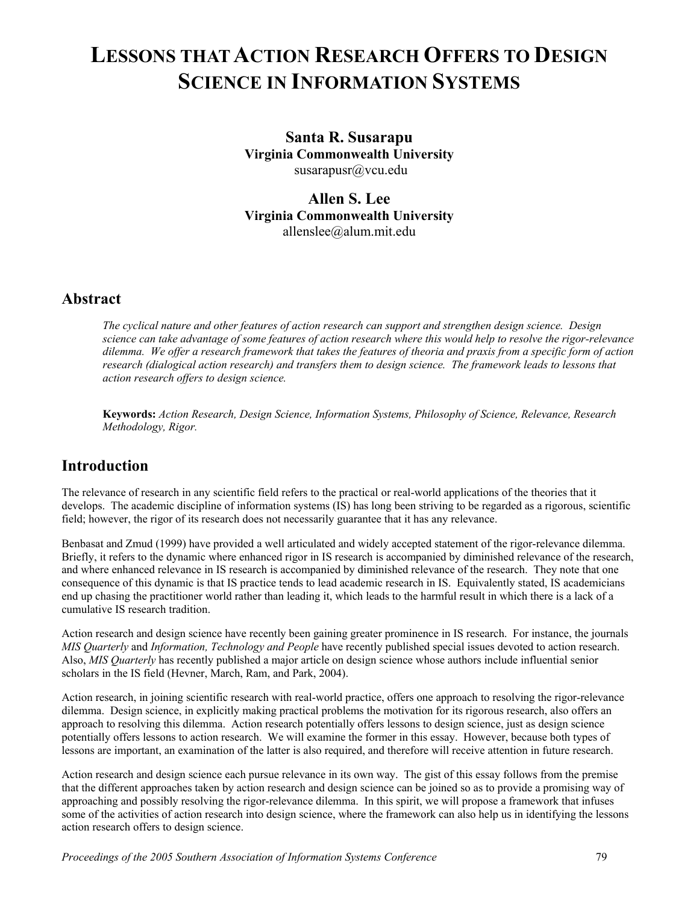# LESSONS THAT ACTION RESEARCH OFFERS TO DESIGN SCIENCE IN INFORMATION SYSTEMS

**Santa R. Susarapu**
**Virginia Commonwealth University**
susarapusr@vcu.edu

**Allen S. Lee**
**Virginia Commonwealth University**
allenslee@alum.mit.edu

## Abstract

*The cyclical nature and other features of action research can support and strengthen design science. Design science can take advantage of some features of action research where this would help to resolve the rigor-relevance dilemma. We offer a research framework that takes the features of theoria and praxis from a specific form of action research (dialogical action research) and transfers them to design science. The framework leads to lessons that action research offers to design science.*

**Keywords:** *Action Research, Design Science, Information Systems, Philosophy of Science, Relevance, Research Methodology, Rigor.*

## Introduction

The relevance of research in any scientific field refers to the practical or real-world applications of the theories that it develops. The academic discipline of information systems (IS) has long been striving to be regarded as a rigorous, scientific field; however, the rigor of its research does not necessarily guarantee that it has any relevance.

Benbasat and Zmud (1999) have provided a well articulated and widely accepted statement of the rigor-relevance dilemma. Briefly, it refers to the dynamic where enhanced rigor in IS research is accompanied by diminished relevance of the research, and where enhanced relevance in IS research is accompanied by diminished relevance of the research. They note that one consequence of this dynamic is that IS practice tends to lead academic research in IS. Equivalently stated, IS academicians end up chasing the practitioner world rather than leading it, which leads to the harmful result in which there is a lack of a cumulative IS research tradition.

Action research and design science have recently been gaining greater prominence in IS research. For instance, the journals *MIS Quarterly* and *Information, Technology and People* have recently published special issues devoted to action research. Also, *MIS Quarterly* has recently published a major article on design science whose authors include influential senior scholars in the IS field (Hevner, March, Ram, and Park, 2004).

Action research, in joining scientific research with real-world practice, offers one approach to resolving the rigor-relevance dilemma. Design science, in explicitly making practical problems the motivation for its rigorous research, also offers an approach to resolving this dilemma. Action research potentially offers lessons to design science, just as design science potentially offers lessons to action research. We will examine the former in this essay. However, because both types of lessons are important, an examination of the latter is also required, and therefore will receive attention in future research.

Action research and design science each pursue relevance in its own way. The gist of this essay follows from the premise that the different approaches taken by action research and design science can be joined so as to provide a promising way of approaching and possibly resolving the rigor-relevance dilemma. In this spirit, we will propose a framework that infuses some of the activities of action research into design science, where the framework can also help us in identifying the lessons action research offers to design science.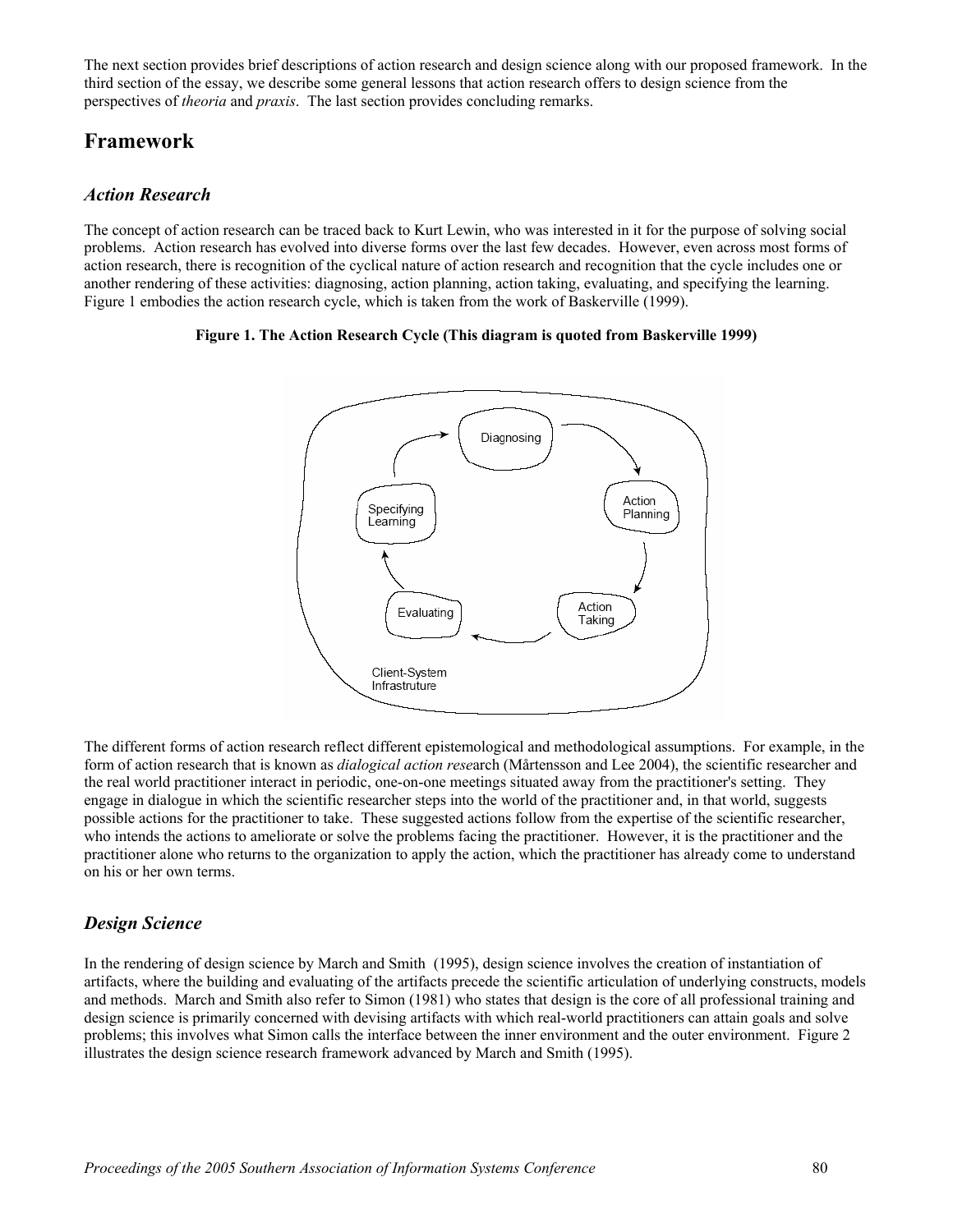The next section provides brief descriptions of action research and design science along with our proposed framework. In the third section of the essay, we describe some general lessons that action research offers to design science from the perspectives of *theoria* and *praxis*. The last section provides concluding remarks.

# Framework

### *Action Research*

The concept of action research can be traced back to Kurt Lewin, who was interested in it for the purpose of solving social problems. Action research has evolved into diverse forms over the last few decades. However, even across most forms of action research, there is recognition of the cyclical nature of action research and recognition that the cycle includes one or another rendering of these activities: diagnosing, action planning, action taking, evaluating, and specifying the learning. Figure 1 embodies the action research cycle, which is taken from the work of Baskerville (1999).

**Figure 1. The Action Research Cycle (This diagram is quoted from Baskerville 1999)**

The different forms of action research reflect different epistemological and methodological assumptions. For example, in the form of action research that is known as *dialogical action rese*arch (Mårtensson and Lee 2004), the scientific researcher and the real world practitioner interact in periodic, one-on-one meetings situated away from the practitioner's setting. They engage in dialogue in which the scientific researcher steps into the world of the practitioner and, in that world, suggests possible actions for the practitioner to take. These suggested actions follow from the expertise of the scientific researcher, who intends the actions to ameliorate or solve the problems facing the practitioner. However, it is the practitioner and the practitioner alone who returns to the organization to apply the action, which the practitioner has already come to understand on his or her own terms.

### *Design Science*

In the rendering of design science by March and Smith (1995), design science involves the creation of instantiation of artifacts, where the building and evaluating of the artifacts precede the scientific articulation of underlying constructs, models and methods. March and Smith also refer to Simon (1981) who states that design is the core of all professional training and design science is primarily concerned with devising artifacts with which real-world practitioners can attain goals and solve problems; this involves what Simon calls the interface between the inner environment and the outer environment. Figure 2 illustrates the design science research framework advanced by March and Smith (1995).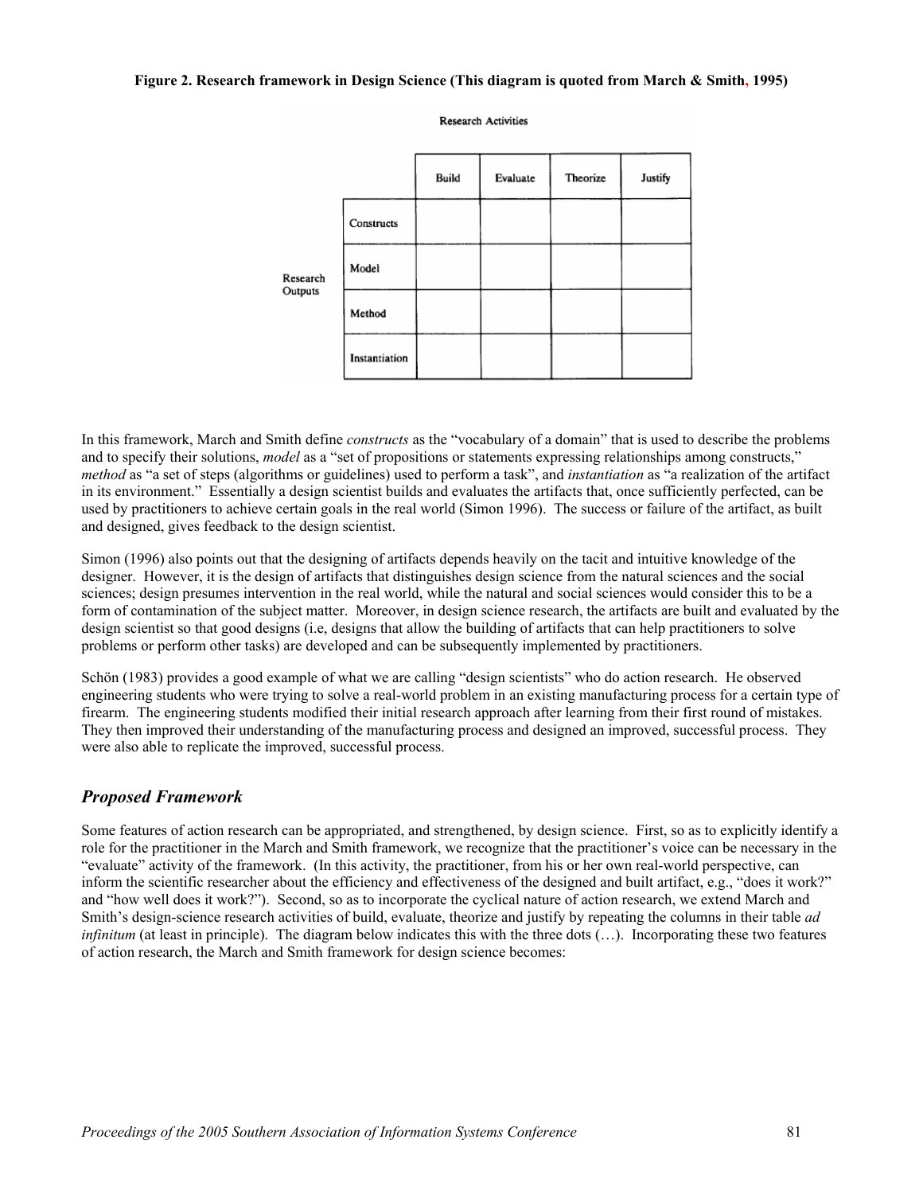**Figure 2. Research framework in Design Science (This diagram is quoted from March & Smith, 1995)**

| | | Research Activities | | | |
|---|---|---|---|---|---|
| | | Build | Evaluate | Theorize | Justify |
| Research Outputs | Constructs | | | | |
| | Model | | | | |
| | Method | | | | |
| | Instantiation | | | | |

In this framework, March and Smith define *constructs* as the "vocabulary of a domain" that is used to describe the problems and to specify their solutions, *model* as a "set of propositions or statements expressing relationships among constructs," *method* as "a set of steps (algorithms or guidelines) used to perform a task", and *instantiation* as "a realization of the artifact in its environment." Essentially a design scientist builds and evaluates the artifacts that, once sufficiently perfected, can be used by practitioners to achieve certain goals in the real world (Simon 1996). The success or failure of the artifact, as built and designed, gives feedback to the design scientist.

Simon (1996) also points out that the designing of artifacts depends heavily on the tacit and intuitive knowledge of the designer. However, it is the design of artifacts that distinguishes design science from the natural sciences and the social sciences; design presumes intervention in the real world, while the natural and social sciences would consider this to be a form of contamination of the subject matter. Moreover, in design science research, the artifacts are built and evaluated by the design scientist so that good designs (i.e, designs that allow the building of artifacts that can help practitioners to solve problems or perform other tasks) are developed and can be subsequently implemented by practitioners.

Schön (1983) provides a good example of what we are calling "design scientists" who do action research. He observed engineering students who were trying to solve a real-world problem in an existing manufacturing process for a certain type of firearm. The engineering students modified their initial research approach after learning from their first round of mistakes. They then improved their understanding of the manufacturing process and designed an improved, successful process. They were also able to replicate the improved, successful process.

## *Proposed Framework*

Some features of action research can be appropriated, and strengthened, by design science. First, so as to explicitly identify a role for the practitioner in the March and Smith framework, we recognize that the practitioner's voice can be necessary in the "evaluate" activity of the framework. (In this activity, the practitioner, from his or her own real-world perspective, can inform the scientific researcher about the efficiency and effectiveness of the designed and built artifact, e.g., "does it work?" and "how well does it work?"). Second, so as to incorporate the cyclical nature of action research, we extend March and Smith's design-science research activities of build, evaluate, theorize and justify by repeating the columns in their table *ad infinitum* (at least in principle). The diagram below indicates this with the three dots (…). Incorporating these two features of action research, the March and Smith framework for design science becomes: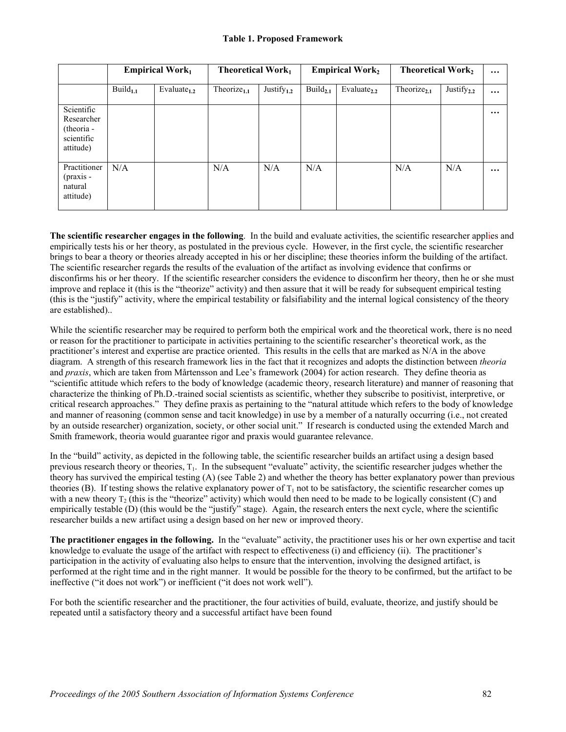**Table 1. Proposed Framework**

| | Empirical Work$_1$ | | Theoretical Work$_1$ | | Empirical Work$_2$ | | Theoretical Work$_2$ | | … |
|---|---|---|---|---|---|---|---|---|---|
| | Build$_{1.1}$ | Evaluate$_{1.2}$ | Theorize$_{1.1}$ | Justify$_{1.2}$ | Build$_{2.1}$ | Evaluate$_{2.2}$ | Theorize$_{2.1}$ | Justify$_{2.2}$ | … |
| Scientific Researcher (theoria - scientific attitude) | | | | | | | | | … |
| Practitioner (praxis - natural attitude) | N/A | | N/A | N/A | N/A | | N/A | N/A | … |

**The scientific researcher engages in the following**. In the build and evaluate activities, the scientific researcher applies and empirically tests his or her theory, as postulated in the previous cycle. However, in the first cycle, the scientific researcher brings to bear a theory or theories already accepted in his or her discipline; these theories inform the building of the artifact. The scientific researcher regards the results of the evaluation of the artifact as involving evidence that confirms or disconfirms his or her theory. If the scientific researcher considers the evidence to disconfirm her theory, then he or she must improve and replace it (this is the "theorize" activity) and then assure that it will be ready for subsequent empirical testing (this is the "justify" activity, where the empirical testability or falsifiability and the internal logical consistency of the theory are established)..

While the scientific researcher may be required to perform both the empirical work and the theoretical work, there is no need or reason for the practitioner to participate in activities pertaining to the scientific researcher's theoretical work, as the practitioner's interest and expertise are practice oriented. This results in the cells that are marked as N/A in the above diagram. A strength of this research framework lies in the fact that it recognizes and adopts the distinction between *theoria* and *praxis*, which are taken from Mårtensson and Lee's framework (2004) for action research. They define theoria as "scientific attitude which refers to the body of knowledge (academic theory, research literature) and manner of reasoning that characterize the thinking of Ph.D.-trained social scientists as scientific, whether they subscribe to positivist, interpretive, or critical research approaches." They define praxis as pertaining to the "natural attitude which refers to the body of knowledge and manner of reasoning (common sense and tacit knowledge) in use by a member of a naturally occurring (i.e., not created by an outside researcher) organization, society, or other social unit." If research is conducted using the extended March and Smith framework, theoria would guarantee rigor and praxis would guarantee relevance.

In the "build" activity, as depicted in the following table, the scientific researcher builds an artifact using a design based previous research theory or theories, $T_1$. In the subsequent "evaluate" activity, the scientific researcher judges whether the theory has survived the empirical testing (A) (see Table 2) and whether the theory has better explanatory power than previous theories (B). If testing shows the relative explanatory power of $T_1$ not to be satisfactory, the scientific researcher comes up with a new theory $T_2$ (this is the "theorize" activity) which would then need to be made to be logically consistent (C) and empirically testable (D) (this would be the "justify" stage). Again, the research enters the next cycle, where the scientific researcher builds a new artifact using a design based on her new or improved theory.

**The practitioner engages in the following.** In the "evaluate" activity, the practitioner uses his or her own expertise and tacit knowledge to evaluate the usage of the artifact with respect to effectiveness (i) and efficiency (ii). The practitioner's participation in the activity of evaluating also helps to ensure that the intervention, involving the designed artifact, is performed at the right time and in the right manner. It would be possible for the theory to be confirmed, but the artifact to be ineffective ("it does not work") or inefficient ("it does not work well").

For both the scientific researcher and the practitioner, the four activities of build, evaluate, theorize, and justify should be repeated until a satisfactory theory and a successful artifact have been found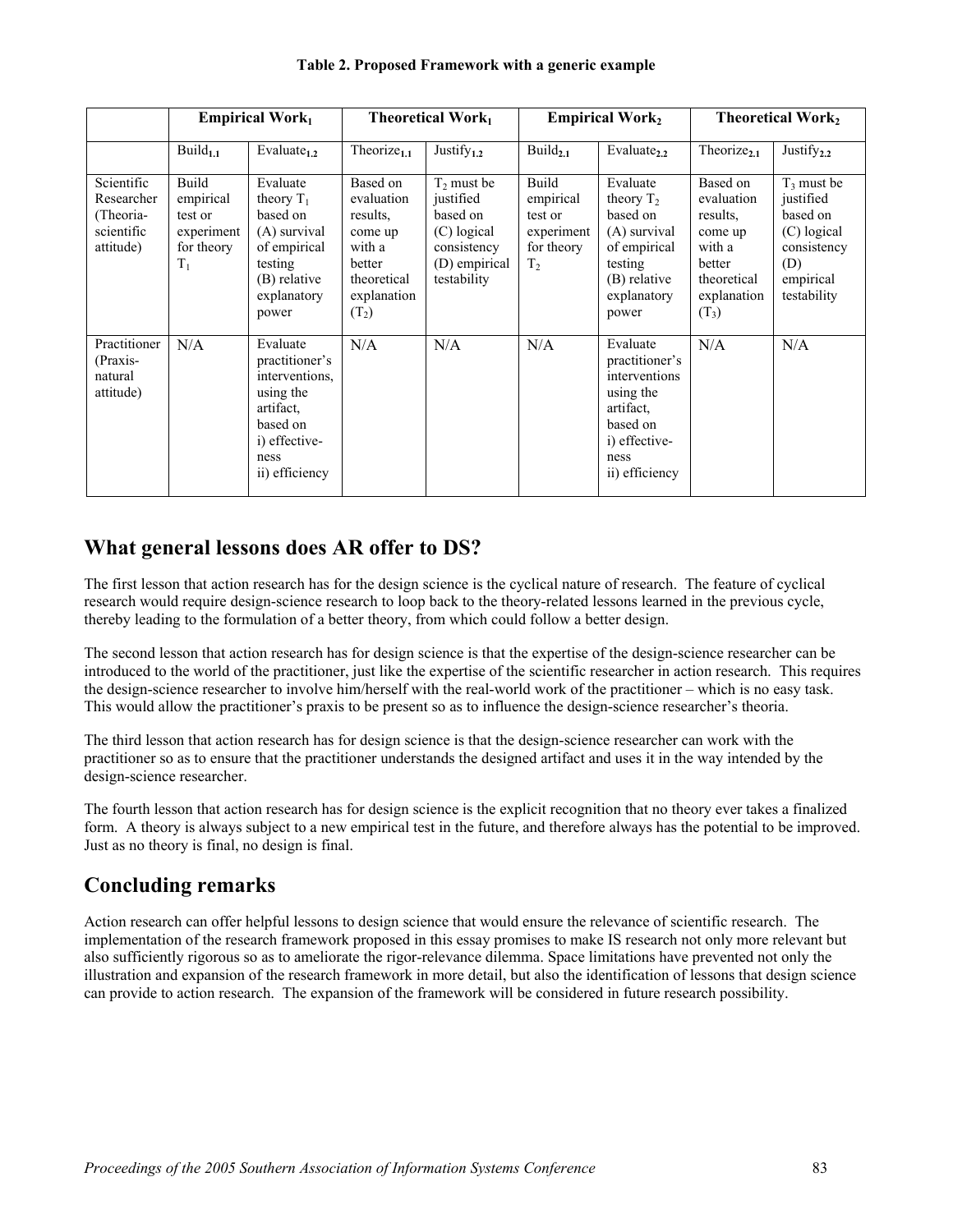**Table 2. Proposed Framework with a generic example**

| | Empirical Work$_1$ | | Theoretical Work$_1$ | | Empirical Work$_2$ | | Theoretical Work$_2$ | |
|---|---|---|---|---|---|---|---|---|
| | Build$_{1.1}$ | Evaluate$_{1.2}$ | Theorize$_{1.1}$ | Justify$_{1.2}$ | Build$_{2.1}$ | Evaluate$_{2.2}$ | Theorize$_{2.1}$ | Justify$_{2.2}$ |
| Scientific Researcher (Theoria-scientific attitude) | Build empirical test or experiment for theory $T_1$ | Evaluate theory $T_1$ based on (A) survival of empirical testing (B) relative explanatory power | Based on evaluation results, come up with a better theoretical explanation ($T_2$) | $T_2$ must be justified based on (C) logical consistency (D) empirical testability | Build empirical test or experiment for theory $T_2$ | Evaluate theory $T_2$ based on (A) survival of empirical testing (B) relative explanatory power | Based on evaluation results, come up with better theoretical explanation ($T_3$) | $T_3$ must be justified based on (C) logical consistency (D) empirical testability |
| Practitioner (Praxis-natural attitude) | N/A | Evaluate practitioner's interventions, using the artifact, based on i) effective-ness ii) efficiency | N/A | N/A | N/A | Evaluate practitioner's interventions using the artifact, based on i) effective-ness ii) efficiency | N/A | N/A |

## What general lessons does AR offer to DS?

The first lesson that action research has for the design science is the cyclical nature of research. The feature of cyclical research would require design-science research to loop back to the theory-related lessons learned in the previous cycle, thereby leading to the formulation of a better theory, from which could follow a better design.

The second lesson that action research has for design science is that the expertise of the design-science researcher can be introduced to the world of the practitioner, just like the expertise of the scientific researcher in action research. This requires the design-science researcher to involve him/herself with the real-world work of the practitioner – which is no easy task. This would allow the practitioner's praxis to be present so as to influence the design-science researcher's theoria.

The third lesson that action research has for design science is that the design-science researcher can work with the practitioner so as to ensure that the practitioner understands the designed artifact and uses it in the way intended by the design-science researcher.

The fourth lesson that action research has for design science is the explicit recognition that no theory ever takes a finalized form. A theory is always subject to a new empirical test in the future, and therefore always has the potential to be improved. Just as no theory is final, no design is final.

## Concluding remarks

Action research can offer helpful lessons to design science that would ensure the relevance of scientific research. The implementation of the research framework proposed in this essay promises to make IS research not only more relevant but also sufficiently rigorous so as to ameliorate the rigor-relevance dilemma. Space limitations have prevented not only the illustration and expansion of the research framework in more detail, but also the identification of lessons that design science can provide to action research. The expansion of the framework will be considered in future research possibility.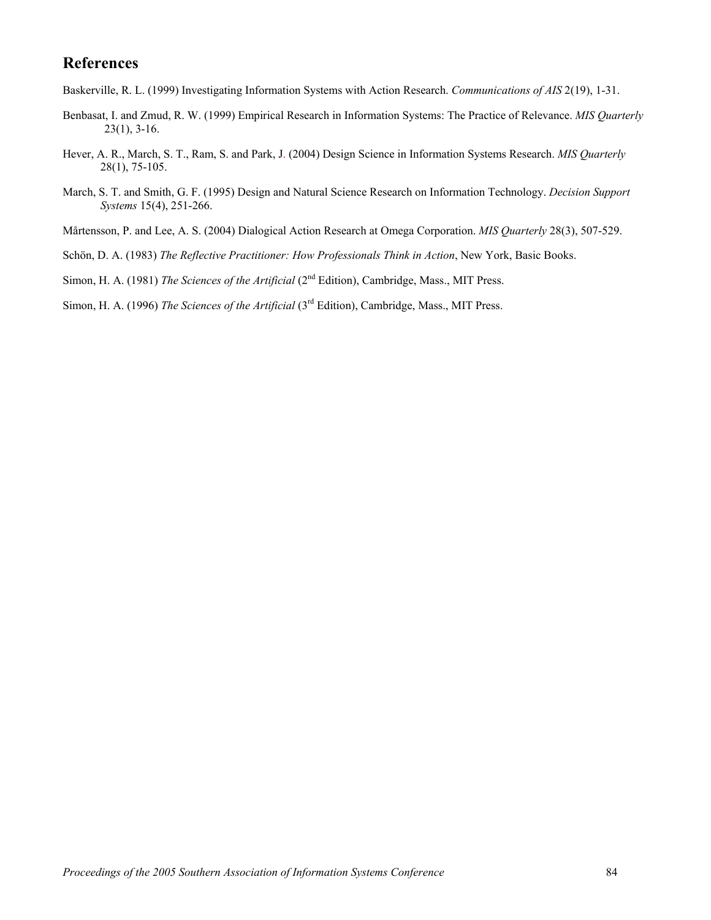## References

Baskerville, R. L. (1999) Investigating Information Systems with Action Research. *Communications of AIS* 2(19), 1-31.

Benbasat, I. and Zmud, R. W. (1999) Empirical Research in Information Systems: The Practice of Relevance. *MIS Quarterly* 23(1), 3-16.

Hever, A. R., March, S. T., Ram, S. and Park, J. (2004) Design Science in Information Systems Research. *MIS Quarterly* 28(1), 75-105.

March, S. T. and Smith, G. F. (1995) Design and Natural Science Research on Information Technology. *Decision Support Systems* 15(4), 251-266.

Mårtensson, P. and Lee, A. S. (2004) Dialogical Action Research at Omega Corporation. *MIS Quarterly* 28(3), 507-529.

Schön, D. A. (1983) *The Reflective Practitioner: How Professionals Think in Action*, New York, Basic Books.

Simon, H. A. (1981) *The Sciences of the Artificial* (2nd Edition), Cambridge, Mass., MIT Press.

Simon, H. A. (1996) *The Sciences of the Artificial* (3rd Edition), Cambridge, Mass., MIT Press.